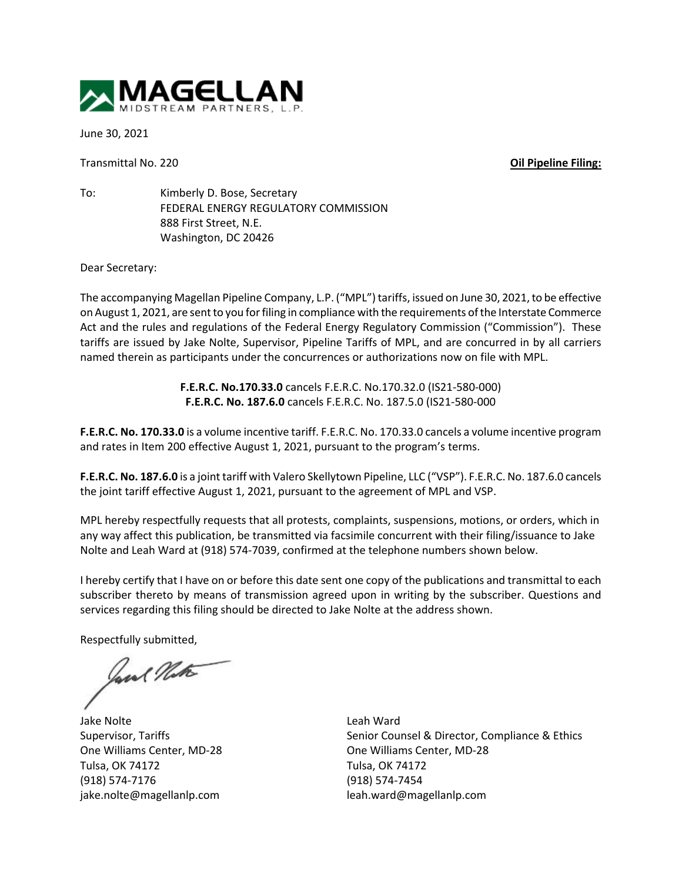MAGELLAN
MIDSTREAM PARTNERS, L.P.

June 30, 2021

Transmittal No. 220 **Oil Pipeline Filing:**

To: Kimberly D. Bose, Secretary
FEDERAL ENERGY REGULATORY COMMISSION
888 First Street, N.E.
Washington, DC 20426

Dear Secretary:

The accompanying Magellan Pipeline Company, L.P. ("MPL") tariffs, issued on June 30, 2021, to be effective on August 1, 2021, are sent to you for filing in compliance with the requirements of the Interstate Commerce Act and the rules and regulations of the Federal Energy Regulatory Commission ("Commission"). These tariffs are issued by Jake Nolte, Supervisor, Pipeline Tariffs of MPL, and are concurred in by all carriers named therein as participants under the concurrences or authorizations now on file with MPL.

**F.E.R.C. No.170.33.0** cancels F.E.R.C. No.170.32.0 (IS21-580-000)
**F.E.R.C. No. 187.6.0** cancels F.E.R.C. No. 187.5.0 (IS21-580-000

**F.E.R.C. No. 170.33.0** is a volume incentive tariff. F.E.R.C. No. 170.33.0 cancels a volume incentive program and rates in Item 200 effective August 1, 2021, pursuant to the program's terms.

**F.E.R.C. No. 187.6.0** is a joint tariff with Valero Skellytown Pipeline, LLC ("VSP"). F.E.R.C. No. 187.6.0 cancels the joint tariff effective August 1, 2021, pursuant to the agreement of MPL and VSP.

MPL hereby respectfully requests that all protests, complaints, suspensions, motions, or orders, which in any way affect this publication, be transmitted via facsimile concurrent with their filing/issuance to Jake Nolte and Leah Ward at (918) 574-7039, confirmed at the telephone numbers shown below.

I hereby certify that I have on or before this date sent one copy of the publications and transmittal to each subscriber thereto by means of transmission agreed upon in writing by the subscriber. Questions and services regarding this filing should be directed to Jake Nolte at the address shown.

Respectfully submitted,

Jake Nolte
Supervisor, Tariffs
One Williams Center, MD-28
Tulsa, OK 74172
(918) 574-7176
jake.nolte@magellanlp.com

Leah Ward
Senior Counsel & Director, Compliance & Ethics
One Williams Center, MD-28
Tulsa, OK 74172
(918) 574-7454
leah.ward@magellanlp.com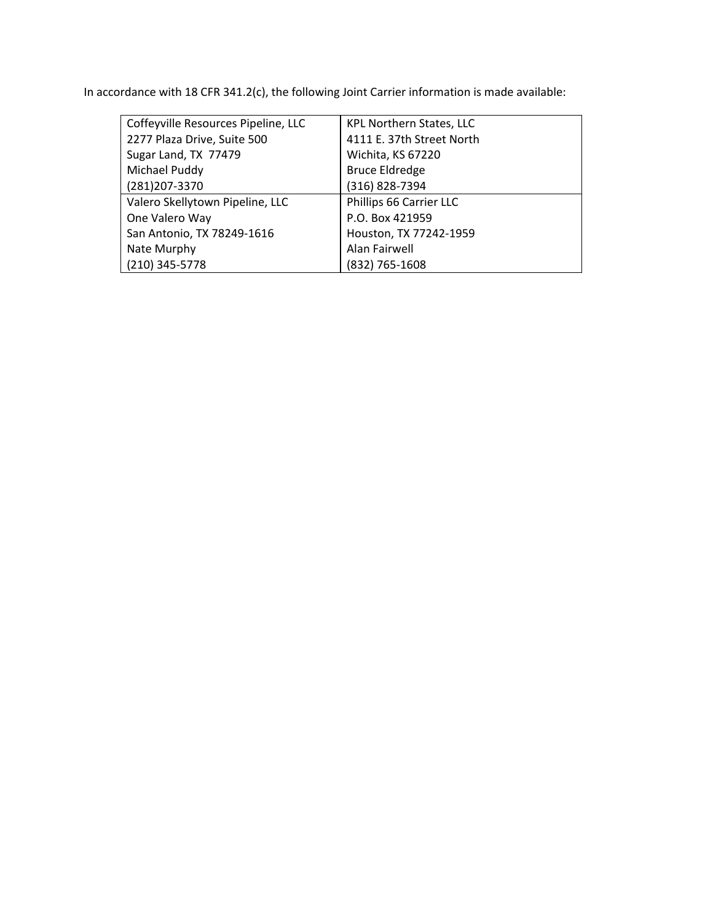In accordance with 18 CFR 341.2(c), the following Joint Carrier information is made available:

| | |
|---|---|
| Coffeyville Resources Pipeline, LLC<br>2277 Plaza Drive, Suite 500<br>Sugar Land, TX 77479<br>Michael Puddy<br>(281)207-3370 | KPL Northern States, LLC<br>4111 E. 37th Street North<br>Wichita, KS 67220<br>Bruce Eldredge<br>(316) 828-7394 |
| Valero Skellytown Pipeline, LLC<br>One Valero Way<br>San Antonio, TX 78249-1616<br>Nate Murphy<br>(210) 345-5778 | Phillips 66 Carrier LLC<br>P.O. Box 421959<br>Houston, TX 77242-1959<br>Alan Fairwell<br>(832) 765-1608 |